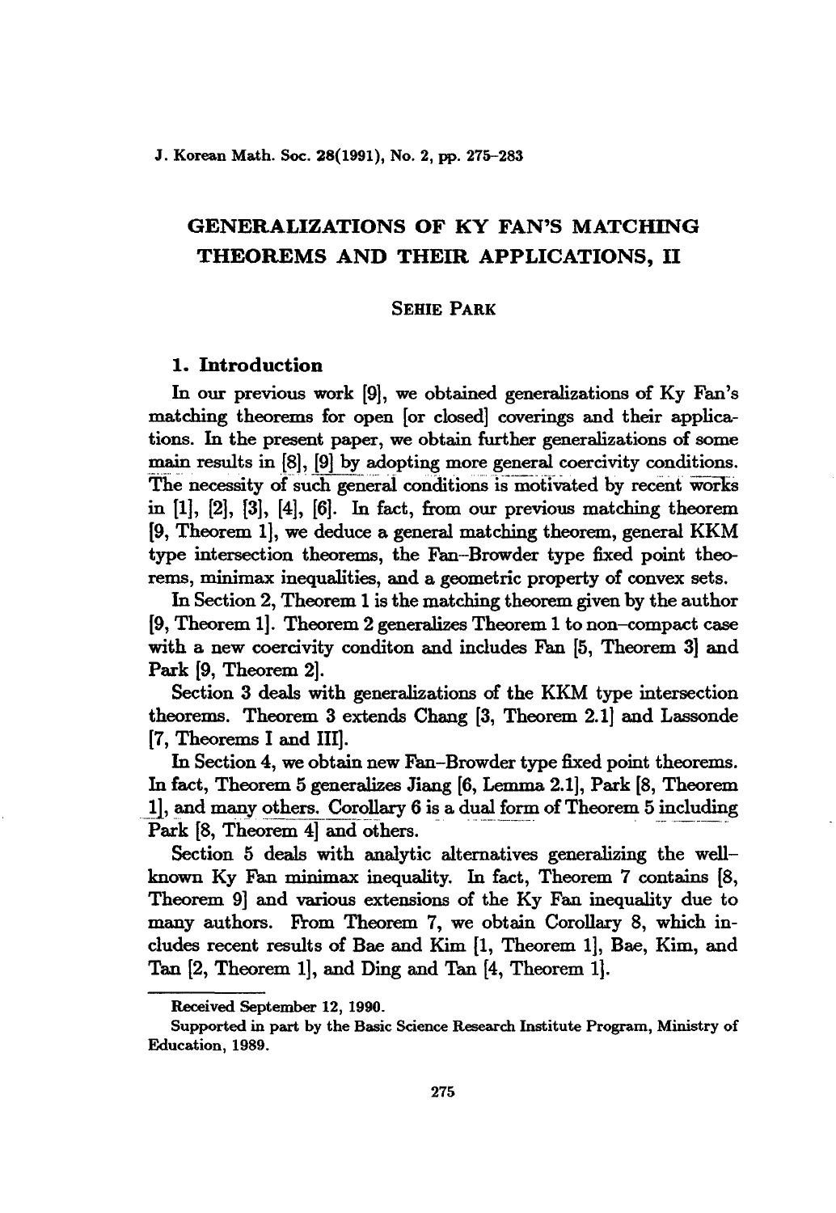# GENERALIZATIONS OF KY FAN'S MATCHING THEOREMS AND THEIR APPLICATIONS, II

SEHIE PARK

## 1. Introduction

In our previous work [9], we obtained generalizations of Ky Fan's matching theorems for open [or closed] coverings and their applications. In the present paper, we obtain further generalizations of some main results in [8], [9] by adopting more general coercivity conditions. The necessity of such general conditions is motivated by recent works in [1], [2], [3], [4], [6]. In fact, from our previous matching theorem [9, Theorem 1], we deduce a general matching theorem, general KKM type intersection theorems, the Fan–Browder type fixed point theorems, minimax inequalities, and a geometric property of convex sets.

In Section 2, Theorem 1 is the matching theorem given by the author [9, Theorem 1]. Theorem 2 generalizes Theorem 1 to non-compact case with a new coercivity conditon and includes Fan [5, Theorem 3] and Park [9, Theorem 2].

Section 3 deals with generalizations of the KKM type intersection theorems. Theorem 3 extends Chang [3, Theorem 2.1] and Lassonde [7, Theorems I and III].

In Section 4, we obtain new Fan–Browder type fixed point theorems. In fact, Theorem 5 generalizes Jiang [6, Lemma 2.1], Park [8, Theorem 1], and many others. Corollary 6 is a dual form of Theorem 5 including Park [8, Theorem 4] and others.

Section 5 deals with analytic alternatives generalizing the well-known Ky Fan minimax inequality. In fact, Theorem 7 contains [8, Theorem 9] and various extensions of the Ky Fan inequality due to many authors. From Theorem 7, we obtain Corollary 8, which includes recent results of Bae and Kim [1, Theorem 1], Bae, Kim, and Tan [2, Theorem 1], and Ding and Tan [4, Theorem 1].

---

Received September 12, 1990.

Supported in part by the Basic Science Research Institute Program, Ministry of Education, 1989.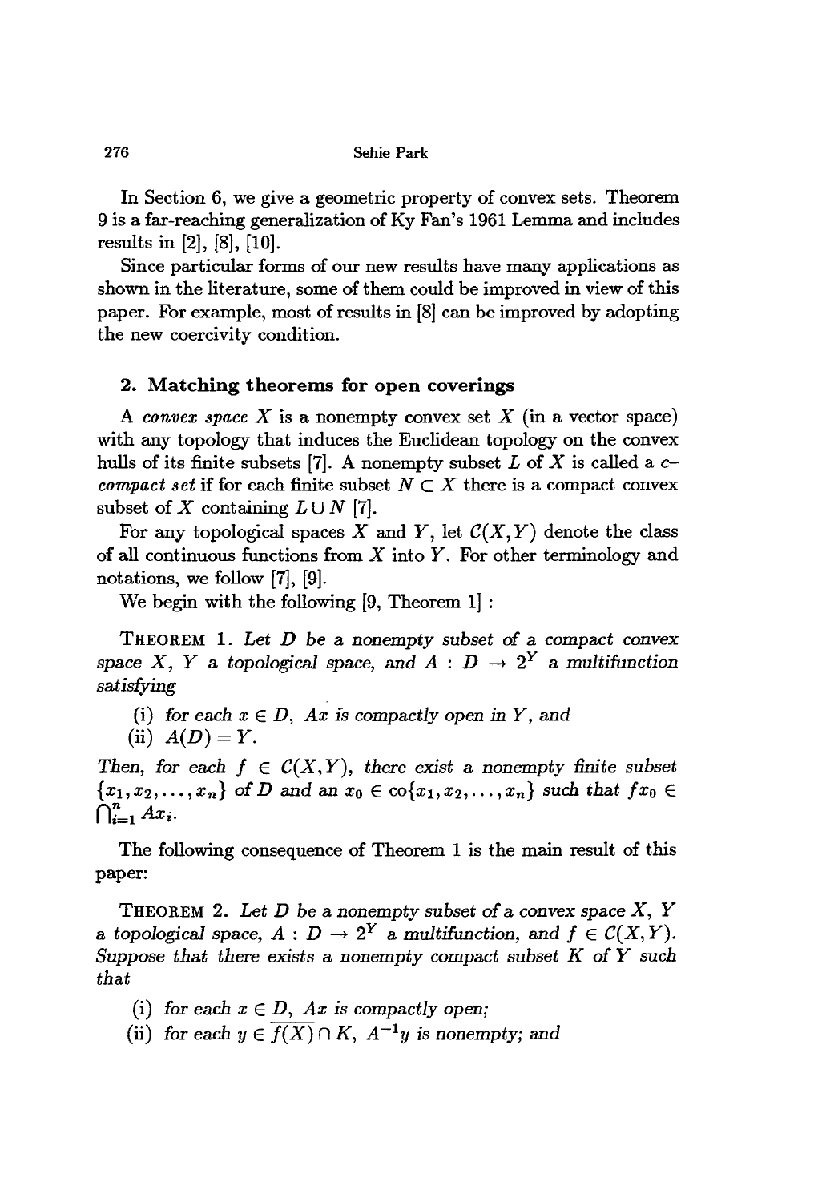In Section 6, we give a geometric property of convex sets. Theorem 9 is a far-reaching generalization of Ky Fan's 1961 Lemma and includes results in [2], [8], [10].

Since particular forms of our new results have many applications as shown in the literature, some of them could be improved in view of this paper. For example, most of results in [8] can be improved by adopting the new coercivity condition.

## 2. Matching theorems for open coverings

A *convex space* $X$ is a nonempty convex set $X$ (in a vector space) with any topology that induces the Euclidean topology on the convex hulls of its finite subsets [7]. A nonempty subset $L$ of $X$ is called a *c-compact set* if for each finite subset $N \subset X$ there is a compact convex subset of $X$ containing $L \cup N$ [7].

For any topological spaces $X$ and $Y$, let $\mathcal{C}(X, Y)$ denote the class of all continuous functions from $X$ into $Y$. For other terminology and notations, we follow [7], [9].

We begin with the following [9, Theorem 1] :

THEOREM 1. *Let $D$ be a nonempty subset of a compact convex space $X$, $Y$ a topological space, and $A : D \to 2^Y$ a multifunction satisfying*

(i) *for each $x \in D$, $Ax$ is compactly open in $Y$, and*
(ii) *$A(D) = Y$.*

*Then, for each $f \in \mathcal{C}(X, Y)$, there exist a nonempty finite subset $\{x_1, x_2, \ldots, x_n\}$ of $D$ and an $x_0 \in \text{co}\{x_1, x_2, \ldots, x_n\}$ such that $fx_0 \in \bigcap_{i=1}^{n} Ax_i$.*

The following consequence of Theorem 1 is the main result of this paper:

THEOREM 2. *Let $D$ be a nonempty subset of a convex space $X$, $Y$ a topological space, $A : D \to 2^Y$ a multifunction, and $f \in \mathcal{C}(X, Y)$. Suppose that there exists a nonempty compact subset $K$ of $Y$ such that*

(i) *for each $x \in D$, $Ax$ is compactly open;*
(ii) *for each $y \in \overline{f(X)} \cap K$, $A^{-1}y$ is nonempty; and*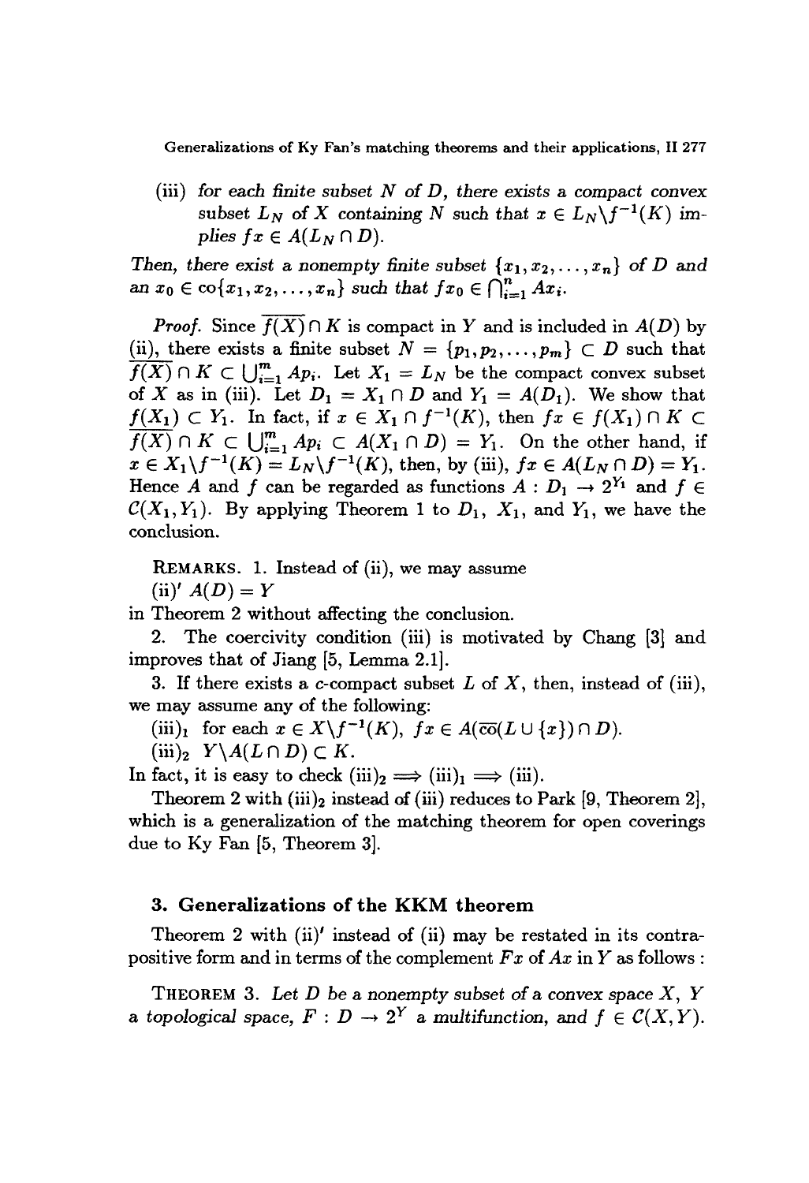(iii) *for each finite subset $N$ of $D$, there exists a compact convex subset $L_N$ of $X$ containing $N$ such that $x \in L_N \backslash f^{-1}(K)$ implies $fx \in A(L_N \cap D)$.*

*Then, there exist a nonempty finite subset $\{x_1, x_2, \ldots, x_n\}$ of $D$ and an $x_0 \in \text{co}\{x_1, x_2, \ldots, x_n\}$ such that $fx_0 \in \bigcap_{i=1}^n Ax_i$.*

*Proof.* Since $\overline{f(X)} \cap K$ is compact in $Y$ and is included in $A(D)$ by (ii), there exists a finite subset $N = \{p_1, p_2, \ldots, p_m\} \subset D$ such that $\overline{f(X)} \cap K \subset \bigcup_{i=1}^m Ap_i$. Let $X_1 = L_N$ be the compact convex subset of $X$ as in (iii). Let $D_1 = X_1 \cap D$ and $Y_1 = A(D_1)$. We show that $f(X_1) \subset Y_1$. In fact, if $x \in X_1 \cap f^{-1}(K)$, then $fx \in f(X_1) \cap K \subset \overline{f(X)} \cap K \subset \bigcup_{i=1}^m Ap_i \subset A(X_1 \cap D) = Y_1$. On the other hand, if $x \in X_1 \backslash f^{-1}(K) = L_N \backslash f^{-1}(K)$, then, by (iii), $fx \in A(L_N \cap D) = Y_1$. Hence $A$ and $f$ can be regarded as functions $A : D_1 \to 2^{Y_1}$ and $f \in \mathcal{C}(X_1, Y_1)$. By applying Theorem 1 to $D_1$, $X_1$, and $Y_1$, we have the conclusion.

REMARKS. 1. Instead of (ii), we may assume

(ii)′ $A(D) = Y$

in Theorem 2 without affecting the conclusion.

2. The coercivity condition (iii) is motivated by Chang [3] and improves that of Jiang [5, Lemma 2.1].

3. If there exists a $c$-compact subset $L$ of $X$, then, instead of (iii), we may assume any of the following:

(iii)$_1$ for each $x \in X \backslash f^{-1}(K)$, $fx \in A(\overline{\text{co}}(L \cup \{x\}) \cap D)$.

(iii)$_2$ $Y \backslash A(L \cap D) \subset K$.

In fact, it is easy to check (iii)$_2 \Longrightarrow$ (iii)$_1 \Longrightarrow$ (iii).

Theorem 2 with (iii)$_2$ instead of (iii) reduces to Park [9, Theorem 2], which is a generalization of the matching theorem for open coverings due to Ky Fan [5, Theorem 3].

## 3. Generalizations of the KKM theorem

Theorem 2 with (ii)′ instead of (ii) may be restated in its contrapositive form and in terms of the complement $Fx$ of $Ax$ in $Y$ as follows :

THEOREM 3. *Let $D$ be a nonempty subset of a convex space $X$, $Y$ a topological space, $F : D \to 2^Y$ a multifunction, and $f \in \mathcal{C}(X, Y)$.*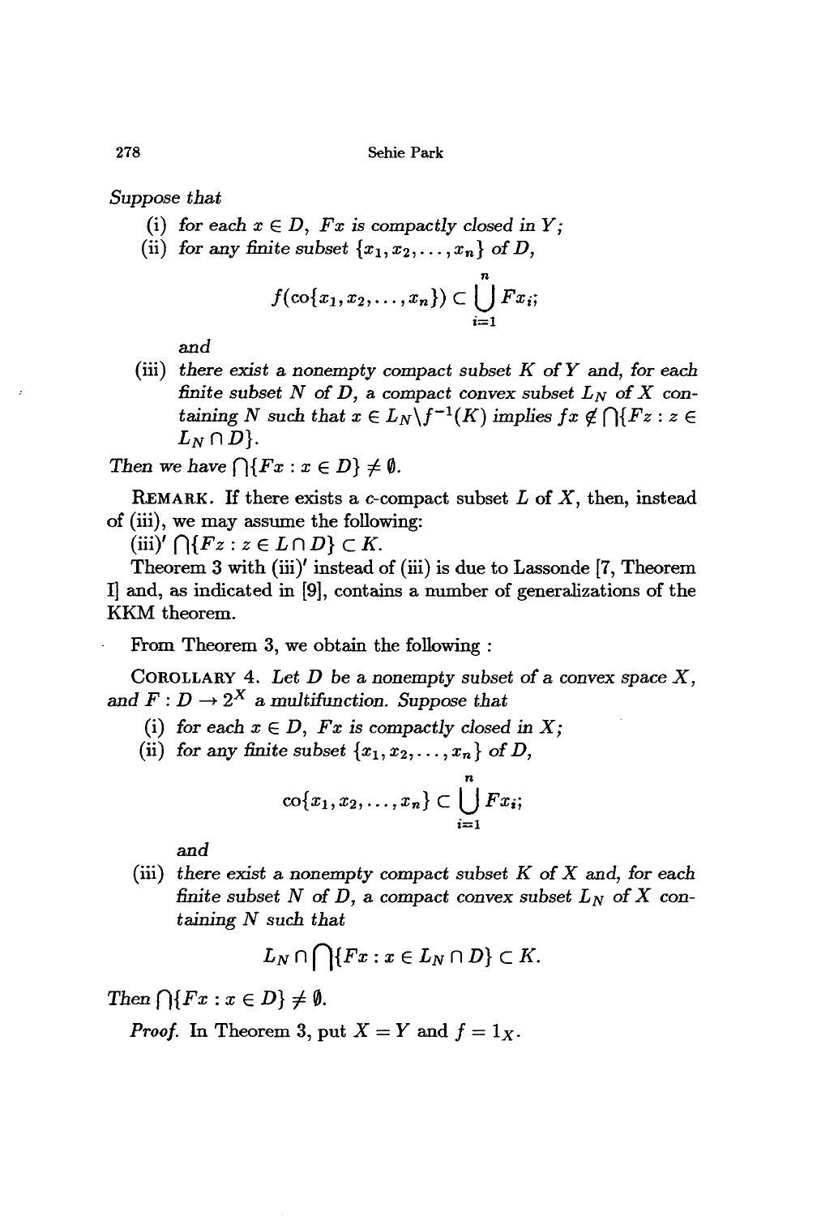*Suppose that*

(i) *for each $x \in D$, $Fx$ is compactly closed in $Y$;*

(ii) *for any finite subset $\{x_1, x_2, \dots, x_n\}$ of $D$,*

$$f(\mathrm{co}\{x_1, x_2, \dots, x_n\}) \subset \bigcup_{i=1}^{n} Fx_i;$$

*and*

(iii) *there exist a nonempty compact subset $K$ of $Y$ and, for each finite subset $N$ of $D$, a compact convex subset $L_N$ of $X$ containing $N$ such that $x \in L_N \backslash f^{-1}(K)$ implies $fx \notin \bigcap\{Fz : z \in L_N \cap D\}$.*

*Then we have $\bigcap\{Fx : x \in D\} \neq \emptyset$.*

REMARK. If there exists a $c$-compact subset $L$ of $X$, then, instead of (iii), we may assume the following:

(iii)′ $\bigcap\{Fz : z \in L \cap D\} \subset K$.

Theorem 3 with (iii)′ instead of (iii) is due to Lassonde [7, Theorem I] and, as indicated in [9], contains a number of generalizations of the KKM theorem.

From Theorem 3, we obtain the following :

COROLLARY 4. *Let $D$ be a nonempty subset of a convex space $X$, and $F : D \to 2^X$ a multifunction. Suppose that*

(i) *for each $x \in D$, $Fx$ is compactly closed in $X$;*

(ii) *for any finite subset $\{x_1, x_2, \dots, x_n\}$ of $D$,*

$$\mathrm{co}\{x_1, x_2, \dots, x_n\} \subset \bigcup_{i=1}^{n} Fx_i;$$

*and*

(iii) *there exist a nonempty compact subset $K$ of $X$ and, for each finite subset $N$ of $D$, a compact convex subset $L_N$ of $X$ containing $N$ such that*

$$L_N \cap \bigcap\{Fx : x \in L_N \cap D\} \subset K.$$

*Then $\bigcap\{Fx : x \in D\} \neq \emptyset$.*

*Proof.* In Theorem 3, put $X = Y$ and $f = 1_X$.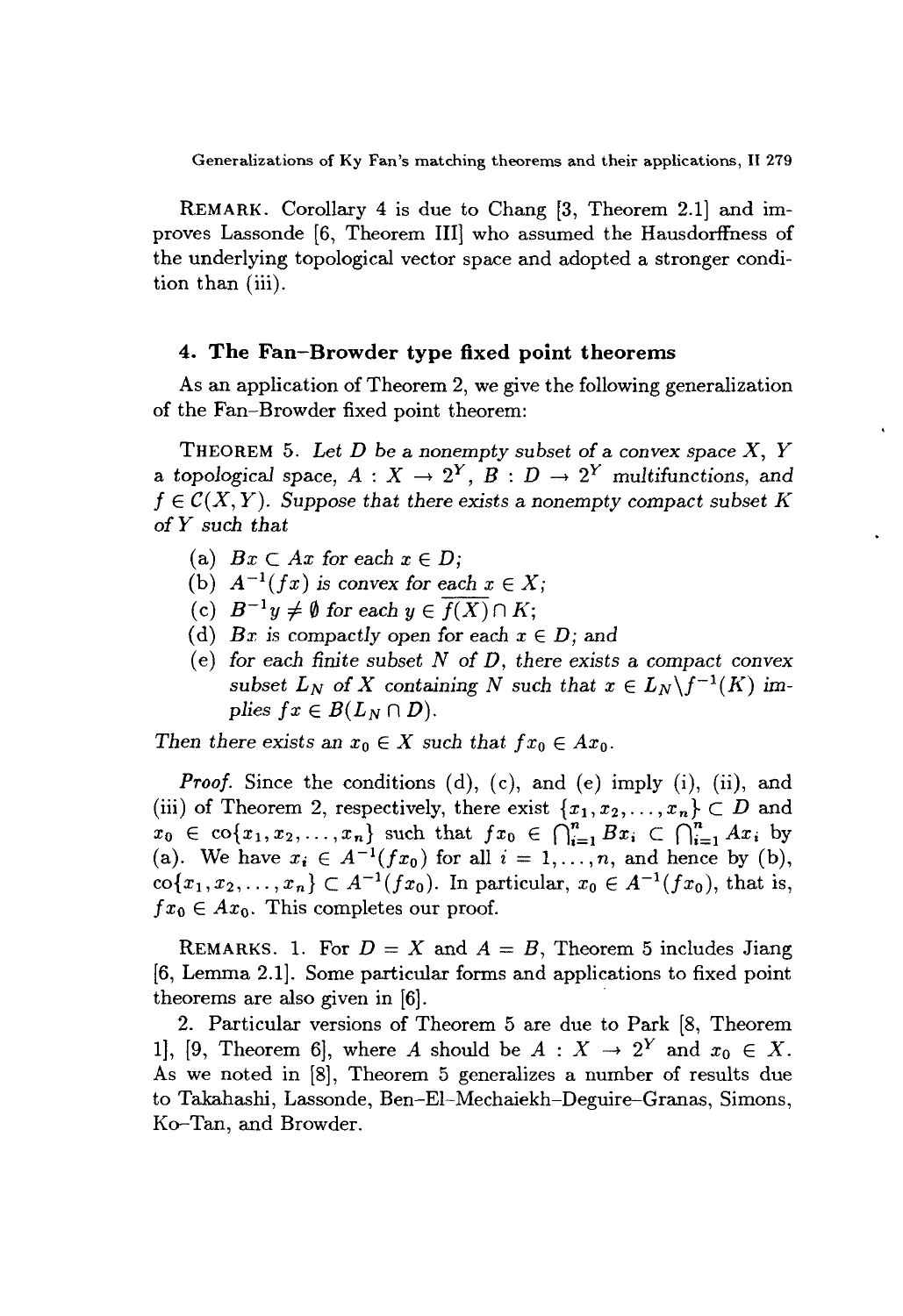**REMARK.** Corollary 4 is due to Chang [3, Theorem 2.1] and improves Lassonde [6, Theorem III] who assumed the Hausdorffness of the underlying topological vector space and adopted a stronger condition than (iii).

## 4. The Fan–Browder type fixed point theorems

As an application of Theorem 2, we give the following generalization of the Fan–Browder fixed point theorem:

**THEOREM 5.** *Let $D$ be a nonempty subset of a convex space $X$, $Y$ a topological space, $A : X \to 2^Y$, $B : D \to 2^Y$ multifunctions, and $f \in \mathcal{C}(X, Y)$. Suppose that there exists a nonempty compact subset $K$ of $Y$ such that*

- (a) *$Bx \subset Ax$ for each $x \in D$;*
- (b) *$A^{-1}(fx)$ is convex for each $x \in X$;*
- (c) *$B^{-1}y \neq \emptyset$ for each $y \in \overline{f(X)} \cap K$;*
- (d) *$Bx$ is compactly open for each $x \in D$; and*
- (e) *for each finite subset $N$ of $D$, there exists a compact convex subset $L_N$ of $X$ containing $N$ such that $x \in L_N \backslash f^{-1}(K)$ implies $fx \in B(L_N \cap D)$.*

*Then there exists an $x_0 \in X$ such that $fx_0 \in Ax_0$.*

*Proof.* Since the conditions (d), (c), and (e) imply (i), (ii), and (iii) of Theorem 2, respectively, there exist $\{x_1, x_2, \ldots, x_n\} \subset D$ and $x_0 \in \text{co}\{x_1, x_2, \ldots, x_n\}$ such that $fx_0 \in \bigcap_{i=1}^n Bx_i \subset \bigcap_{i=1}^n Ax_i$ by (a). We have $x_i \in A^{-1}(fx_0)$ for all $i = 1, \ldots, n$, and hence by (b), $\text{co}\{x_1, x_2, \ldots, x_n\} \subset A^{-1}(fx_0)$. In particular, $x_0 \in A^{-1}(fx_0)$, that is, $fx_0 \in Ax_0$. This completes our proof.

**REMARKS.** 1. For $D = X$ and $A = B$, Theorem 5 includes Jiang [6, Lemma 2.1]. Some particular forms and applications to fixed point theorems are also given in [6].

2. Particular versions of Theorem 5 are due to Park [8, Theorem 1], [9, Theorem 6], where $A$ should be $A : X \to 2^Y$ and $x_0 \in X$. As we noted in [8], Theorem 5 generalizes a number of results due to Takahashi, Lassonde, Ben-El-Mechaiekh–Deguire–Granas, Simons, Ko–Tan, and Browder.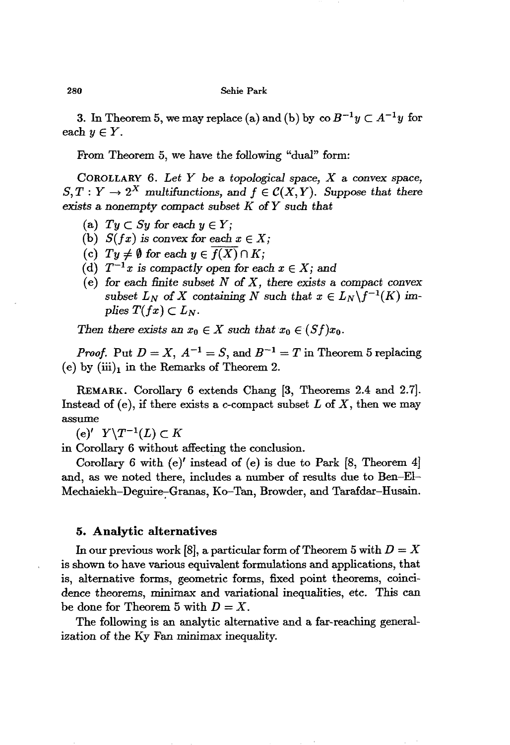3. In Theorem 5, we may replace (a) and (b) by $\operatorname{co} B^{-1}y \subset A^{-1}y$ for each $y \in Y$.

From Theorem 5, we have the following "dual" form:

**COROLLARY 6.** *Let $Y$ be a topological space, $X$ a convex space, $S, T : Y \to 2^X$ multifunctions, and $f \in \mathcal{C}(X, Y)$. Suppose that there exists a nonempty compact subset $K$ of $Y$ such that*

- (a) *$Ty \subset Sy$ for each $y \in Y$;*
- (b) *$S(fx)$ is convex for each $x \in X$;*
- (c) *$Ty \neq \emptyset$ for each $y \in \overline{f(X)} \cap K$;*
- (d) *$T^{-1}x$ is compactly open for each $x \in X$; and*
- (e) *for each finite subset $N$ of $X$, there exists a compact convex subset $L_N$ of $X$ containing $N$ such that $x \in L_N \backslash f^{-1}(K)$ implies $T(fx) \subset L_N$.*

*Then there exists an $x_0 \in X$ such that $x_0 \in (Sf)x_0$.*

*Proof.* Put $D = X$, $A^{-1} = S$, and $B^{-1} = T$ in Theorem 5 replacing (e) by $(\text{iii})_1$ in the Remarks of Theorem 2.

REMARK. Corollary 6 extends Chang [3, Theorems 2.4 and 2.7]. Instead of (e), if there exists a c-compact subset $L$ of $X$, then we may assume

(e)′ $Y \backslash T^{-1}(L) \subset K$

in Corollary 6 without affecting the conclusion.

Corollary 6 with (e)′ instead of (e) is due to Park [8, Theorem 4] and, as we noted there, includes a number of results due to Ben–El–Mechaiekh–Deguire–Granas, Ko–Tan, Browder, and Tarafdar–Husain.

## 5. Analytic alternatives

In our previous work [8], a particular form of Theorem 5 with $D = X$ is shown to have various equivalent formulations and applications, that is, alternative forms, geometric forms, fixed point theorems, coincidence theorems, minimax and variational inequalities, etc. This can be done for Theorem 5 with $D = X$.

The following is an analytic alternative and a far-reaching generalization of the Ky Fan minimax inequality.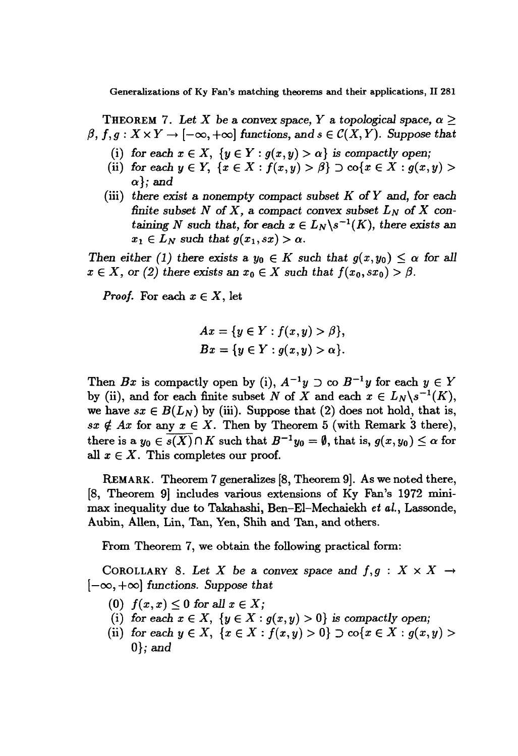**Theorem 7.** *Let $X$ be a convex space, $Y$ a topological space, $\alpha \geq \beta$, $f, g : X \times Y \to [-\infty, +\infty]$ functions, and $s \in \mathcal{C}(X, Y)$. Suppose that*

(i) *for each $x \in X$, $\{y \in Y : g(x,y) > \alpha\}$ is compactly open;*

(ii) *for each $y \in Y$, $\{x \in X : f(x,y) > \beta\} \supset \operatorname{co}\{x \in X : g(x,y) > \alpha\}$; and*

(iii) *there exist a nonempty compact subset $K$ of $Y$ and, for each finite subset $N$ of $X$, a compact convex subset $L_N$ of $X$ containing $N$ such that, for each $x \in L_N \backslash s^{-1}(K)$, there exists an $x_1 \in L_N$ such that $g(x_1, sx) > \alpha$.*

*Then either (1) there exists a $y_0 \in K$ such that $g(x, y_0) \leq \alpha$ for all $x \in X$, or (2) there exists an $x_0 \in X$ such that $f(x_0, sx_0) > \beta$.*

*Proof.* For each $x \in X$, let

$$Ax = \{y \in Y : f(x,y) > \beta\},$$
$$Bx = \{y \in Y : g(x,y) > \alpha\}.$$

Then $Bx$ is compactly open by (i), $A^{-1}y \supset \operatorname{co} B^{-1}y$ for each $y \in Y$ by (ii), and for each finite subset $N$ of $X$ and each $x \in L_N \backslash s^{-1}(K)$, we have $sx \in B(L_N)$ by (iii). Suppose that (2) does not hold, that is, $sx \notin Ax$ for any $x \in X$. Then by Theorem 5 (with Remark 3 there), there is a $y_0 \in \overline{s(X)} \cap K$ such that $B^{-1}y_0 = \emptyset$, that is, $g(x, y_0) \leq \alpha$ for all $x \in X$. This completes our proof.

**Remark.** Theorem 7 generalizes [8, Theorem 9]. As we noted there, [8, Theorem 9] includes various extensions of Ky Fan's 1972 minimax inequality due to Takahashi, Ben-El-Mechaiekh *et al.*, Lassonde, Aubin, Allen, Lin, Tan, Yen, Shih and Tan, and others.

From Theorem 7, we obtain the following practical form:

**Corollary 8.** *Let $X$ be a convex space and $f, g : X \times X \to [-\infty, +\infty]$ functions. Suppose that*

(0) *$f(x,x) \leq 0$ for all $x \in X$;*

(i) *for each $x \in X$, $\{y \in X : g(x,y) > 0\}$ is compactly open;*

(ii) *for each $y \in X$, $\{x \in X : f(x,y) > 0\} \supset \operatorname{co}\{x \in X : g(x,y) > 0\}$; and*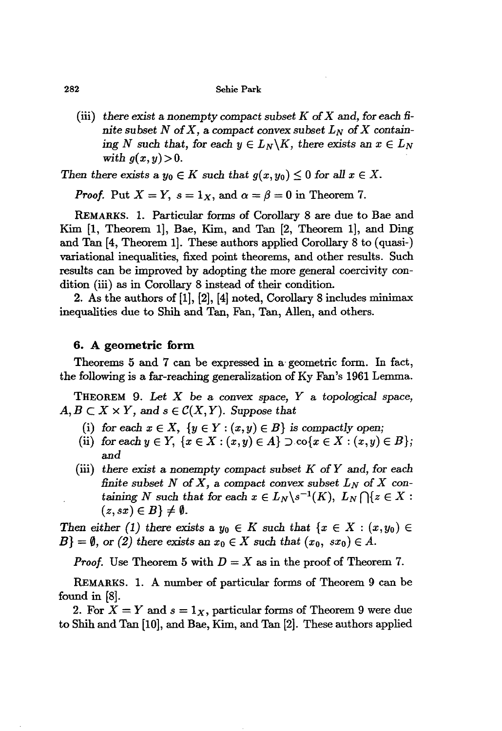(iii) *there exist a nonempty compact subset $K$ of $X$ and, for each finite subset $N$ of $X$, a compact convex subset $L_N$ of $X$ containing $N$ such that, for each $y \in L_N \backslash K$, there exists an $x \in L_N$ with $g(x, y) > 0$.*

*Then there exists a $y_0 \in K$ such that $g(x, y_0) \leq 0$ for all $x \in X$.*

*Proof.* Put $X = Y$, $s = 1_X$, and $\alpha = \beta = 0$ in Theorem 7.

REMARKS. 1. Particular forms of Corollary 8 are due to Bae and Kim [1, Theorem 1], Bae, Kim, and Tan [2, Theorem 1], and Ding and Tan [4, Theorem 1]. These authors applied Corollary 8 to (quasi-) variational inequalities, fixed point theorems, and other results. Such results can be improved by adopting the more general coercivity condition (iii) as in Corollary 8 instead of their condition.

2. As the authors of [1], [2], [4] noted, Corollary 8 includes minimax inequalities due to Shih and Tan, Fan, Tan, Allen, and others.

## 6. A geometric form

Theorems 5 and 7 can be expressed in a geometric form. In fact, the following is a far-reaching generalization of Ky Fan's 1961 Lemma.

THEOREM 9. *Let $X$ be a convex space, $Y$ a topological space, $A, B \subset X \times Y$, and $s \in \mathcal{C}(X, Y)$. Suppose that*

(i) *for each $x \in X$, $\{y \in Y : (x, y) \in B\}$ is compactly open;*
(ii) *for each $y \in Y$, $\{x \in X : (x, y) \in A\} \supset \mathrm{co}\{x \in X : (x, y) \in B\}$; and*
(iii) *there exist a nonempty compact subset $K$ of $Y$ and, for each finite subset $N$ of $X$, a compact convex subset $L_N$ of $X$ containing $N$ such that for each $x \in L_N \backslash s^{-1}(K)$, $L_N \bigcap \{z \in X : (z, sx) \in B\} \neq \emptyset$.*

*Then either (1) there exists a $y_0 \in K$ such that $\{x \in X : (x, y_0) \in B\} = \emptyset$, or (2) there exists an $x_0 \in X$ such that $(x_0, sx_0) \in A$.*

*Proof.* Use Theorem 5 with $D = X$ as in the proof of Theorem 7.

REMARKS. 1. A number of particular forms of Theorem 9 can be found in [8].

2. For $X = Y$ and $s = 1_X$, particular forms of Theorem 9 were due to Shih and Tan [10], and Bae, Kim, and Tan [2]. These authors applied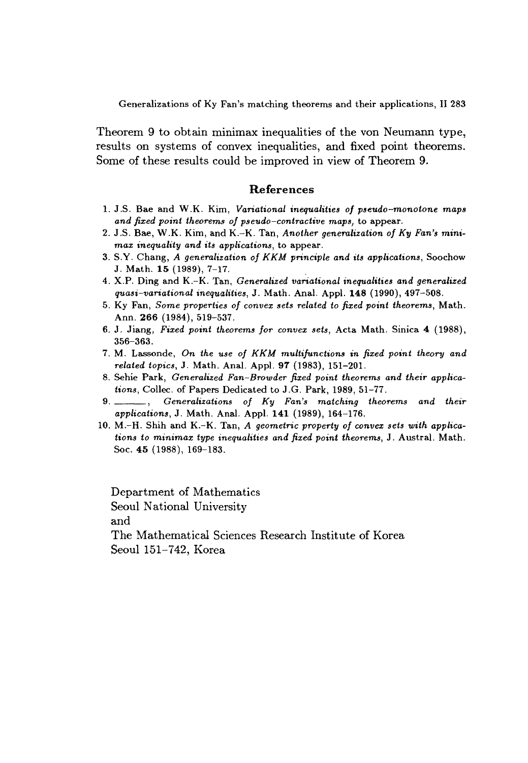Theorem 9 to obtain minimax inequalities of the von Neumann type, results on systems of convex inequalities, and fixed point theorems. Some of these results could be improved in view of Theorem 9.

## References

1. J.S. Bae and W.K. Kim, *Variational inequalities of pseudo-monotone maps and fixed point theorems of pseudo-contractive maps,* to appear.
2. J.S. Bae, W.K. Kim, and K.-K. Tan, *Another generalization of Ky Fan's minimax inequality and its applications,* to appear.
3. S.Y. Chang, *A generalization of KKM principle and its applications,* Soochow J. Math. **15** (1989), 7–17.
4. X.P. Ding and K.-K. Tan, *Generalized variational inequalities and generalized quasi-variational inequalities,* J. Math. Anal. Appl. **148** (1990), 497–508.
5. Ky Fan, *Some properties of convex sets related to fixed point theorems,* Math. Ann. **266** (1984), 519–537.
6. J. Jiang, *Fixed point theorems for convex sets,* Acta Math. Sinica **4** (1988), 356–363.
7. M. Lassonde, *On the use of KKM multifunctions in fixed point theory and related topics,* J. Math. Anal. Appl. **97** (1983), 151–201.
8. Sehie Park, *Generalized Fan-Browder fixed point theorems and their applications,* Collec. of Papers Dedicated to J.G. Park, 1989, 51–77.
9. ———, *Generalizations of Ky Fan's matching theorems and their applications,* J. Math. Anal. Appl. **141** (1989), 164–176.
10. M.-H. Shih and K.-K. Tan, *A geometric property of convex sets with applications to minimax type inequalities and fixed point theorems,* J. Austral. Math. Soc. **45** (1988), 169–183.

Department of Mathematics
Seoul National University
and
The Mathematical Sciences Research Institute of Korea
Seoul 151-742, Korea